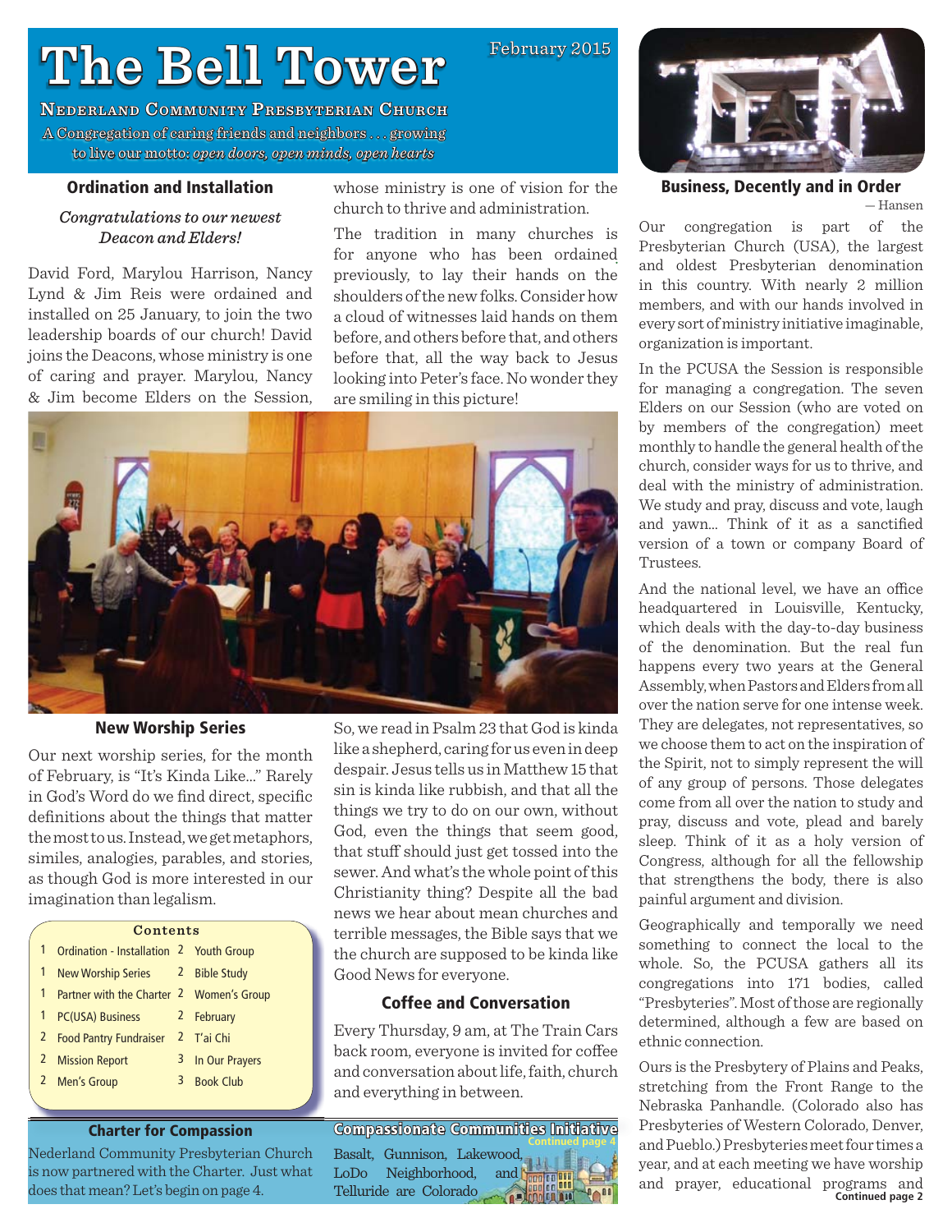# The Bell Tower

February 2015

**Nederland Community Presbyterian Church**

A Congregation of caring friends and neighbors . . . growing to live our motto: *open doors, open minds, open hearts*

## Ordination and Installation

*Congratulations to our newest Deacon and Elders!*

David Ford, Marylou Harrison, Nancy Lynd & Jim Reis were ordained and installed on 25 January, to join the two leadership boards of our church! David joins the Deacons, whose ministry is one of caring and prayer. Marylou, Nancy & Jim become Elders on the Session, whose ministry is one of vision for the church to thrive and administration.

The tradition in many churches is for anyone who has been ordained previously, to lay their hands on the shoulders of the new folks. Consider how a cloud of witnesses laid hands on them before, and others before that, and others before that, all the way back to Jesus looking into Peter's face. No wonder they are smiling in this picture!

## New Worship Series

Our next worship series, for the month of February, is "It's Kinda Like..." Rarely in God's Word do we find direct, specific definitions about the things that matter the most to us. Instead, we get metaphors, similes, analogies, parables, and stories, as though God is more interested in our imagination than legalism.

So, we read in Psalm 23 that God is kinda like a shepherd, caring for us even in deep despair. Jesus tells us in Matthew 15 that sin is kinda like rubbish, and that all the things we try to do on our own, without God, even the things that seem good, that stuff should just get tossed into the sewer. And what's the whole point of this Christianity thing? Despite all the bad news we hear about mean churches and terrible messages, the Bible says that we the church are supposed to be kinda like Good News for everyone.

**Contents**

| | | | |
|---|---|---|---|
| 1 | Ordination - Installation | 2 | Youth Group |
| 1 | New Worship Series | 2 | Bible Study |
| 1 | Partner with the Charter | 2 | Women's Group |
| 1 | PC(USA) Business | 2 | February |
| 2 | Food Pantry Fundraiser | 2 | T'ai Chi |
| 2 | Mission Report | 3 | In Our Prayers |
| 2 | Men's Group | 3 | Book Club |

## Coffee and Conversation

Every Thursday, 9 am, at The Train Cars back room, everyone is invited for coffee and conversation about life, faith, church and everything in between.

## Charter for Compassion

Nederland Community Presbyterian Church is now partnered with the Charter. Just what does that mean? Let's begin on page 4.

## Compassionate Communities Initiative

Continued page 4

Basalt, Gunnison, Lakewood, LoDo Neighborhood, and Telluride are Colorado

## Business, Decently and in Order

— Hansen

Our congregation is part of the Presbyterian Church (USA), the largest and oldest Presbyterian denomination in this country. With nearly 2 million members, and with our hands involved in every sort of ministry initiative imaginable, organization is important.

In the PCUSA the Session is responsible for managing a congregation. The seven Elders on our Session (who are voted on by members of the congregation) meet monthly to handle the general health of the church, consider ways for us to thrive, and deal with the ministry of administration. We study and pray, discuss and vote, laugh and yawn... Think of it as a sanctified version of a town or company Board of Trustees.

And the national level, we have an office headquartered in Louisville, Kentucky, which deals with the day-to-day business of the denomination. But the real fun happens every two years at the General Assembly, when Pastors and Elders from all over the nation serve for one intense week. They are delegates, not representatives, so we choose them to act on the inspiration of the Spirit, not to simply represent the will of any group of persons. Those delegates come from all over the nation to study and pray, discuss and vote, plead and barely sleep. Think of it as a holy version of Congress, although for all the fellowship that strengthens the body, there is also painful argument and division.

Geographically and temporally we need something to connect the local to the whole. So, the PCUSA gathers all its congregations into 171 bodies, called "Presbyteries". Most of those are regionally determined, although a few are based on ethnic connection.

Ours is the Presbytery of Plains and Peaks, stretching from the Front Range to the Nebraska Panhandle. (Colorado also has Presbyteries of Western Colorado, Denver, and Pueblo.) Presbyteries meet four times a year, and at each meeting we have worship and prayer, educational programs and

Continued page 2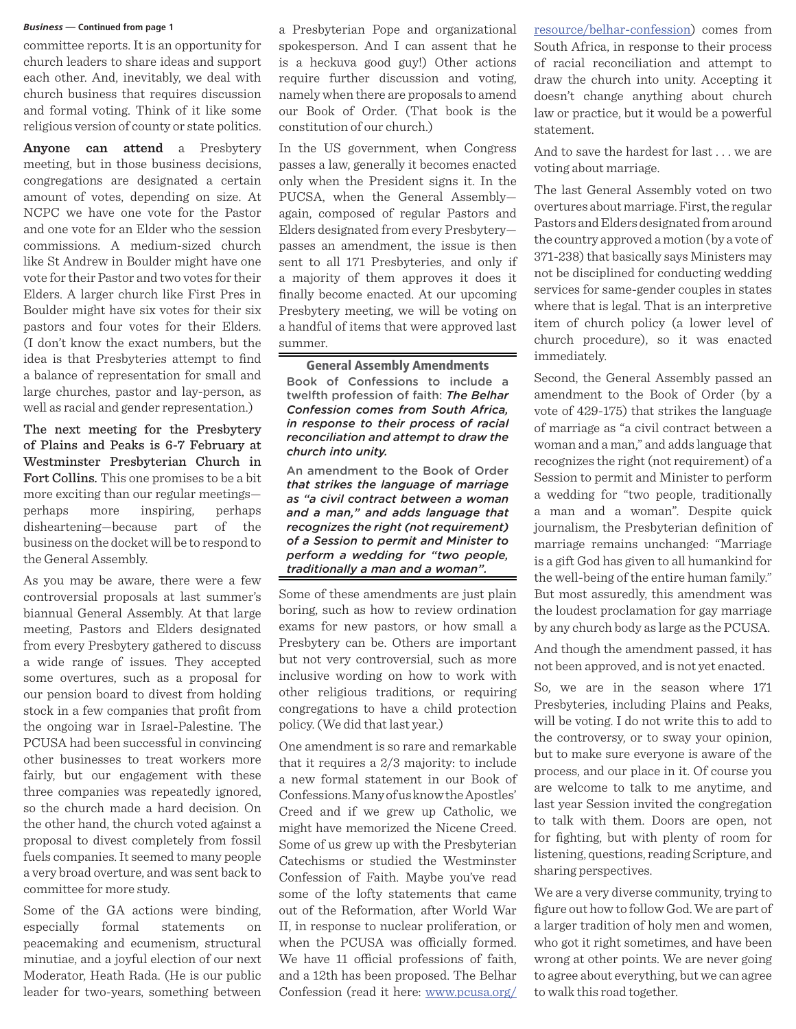*Business* — Continued from page 1

committee reports. It is an opportunity for church leaders to share ideas and support each other. And, inevitably, we deal with church business that requires discussion and formal voting. Think of it like some religious version of county or state politics.

**Anyone can attend** a Presbytery meeting, but in those business decisions, congregations are designated a certain amount of votes, depending on size. At NCPC we have one vote for the Pastor and one vote for an Elder who the session commissions. A medium-sized church like St Andrew in Boulder might have one vote for their Pastor and two votes for their Elders. A larger church like First Pres in Boulder might have six votes for their six pastors and four votes for their Elders. (I don't know the exact numbers, but the idea is that Presbyteries attempt to find a balance of representation for small and large churches, pastor and lay-person, as well as racial and gender representation.)

**The next meeting for the Presbytery of Plains and Peaks is 6-7 February at Westminster Presbyterian Church in Fort Collins.** This one promises to be a bit more exciting than our regular meetings—perhaps more inspiring, perhaps disheartening—because part of the business on the docket will be to respond to the General Assembly.

As you may be aware, there were a few controversial proposals at last summer's biannual General Assembly. At that large meeting, Pastors and Elders designated from every Presbytery gathered to discuss a wide range of issues. They accepted some overtures, such as a proposal for our pension board to divest from holding stock in a few companies that profit from the ongoing war in Israel-Palestine. The PCUSA had been successful in convincing other businesses to treat workers more fairly, but our engagement with these three companies was repeatedly ignored, so the church made a hard decision. On the other hand, the church voted against a proposal to divest completely from fossil fuels companies. It seemed to many people a very broad overture, and was sent back to committee for more study.

Some of the GA actions were binding, especially formal statements on peacemaking and ecumenism, structural minutiae, and a joyful election of our next Moderator, Heath Rada. (He is our public leader for two-years, something between a Presbyterian Pope and organizational spokesperson. And I can assent that he is a heckuva good guy!) Other actions require further discussion and voting, namely when there are proposals to amend our Book of Order. (That book is the constitution of our church.)

In the US government, when Congress passes a law, generally it becomes enacted only when the President signs it. In the PUCSA, when the General Assembly—again, composed of regular Pastors and Elders designated from every Presbytery—passes an amendment, the issue is then sent to all 171 Presbyteries, and only if a majority of them approves it does it finally become enacted. At our upcoming Presbytery meeting, we will be voting on a handful of items that were approved last summer.

**General Assembly Amendments**

Book of Confessions to include a twelfth profession of faith: *The Belhar Confession comes from South Africa, in response to their process of racial reconciliation and attempt to draw the church into unity.*

An amendment to the Book of Order *that strikes the language of marriage as "a civil contract between a woman and a man," and adds language that recognizes the right (not requirement) of a Session to permit and Minister to perform a wedding for "two people, traditionally a man and a woman".*

Some of these amendments are just plain boring, such as how to review ordination exams for new pastors, or how small a Presbytery can be. Others are important but not very controversial, such as more inclusive wording on how to work with other religious traditions, or requiring congregations to have a child protection policy. (We did that last year.)

One amendment is so rare and remarkable that it requires a 2/3 majority: to include a new formal statement in our Book of Confessions. Many of us know the Apostles' Creed and if we grew up Catholic, we might have memorized the Nicene Creed. Some of us grew up with the Presbyterian Catechisms or studied the Westminster Confession of Faith. Maybe you've read some of the lofty statements that came out of the Reformation, after World War II, in response to nuclear proliferation, or when the PCUSA was officially formed. We have 11 official professions of faith, and a 12th has been proposed. The Belhar Confession (read it here: [www.pcusa.org/resource/belhar-confession](www.pcusa.org/resource/belhar-confession)) comes from South Africa, in response to their process of racial reconciliation and attempt to draw the church into unity. Accepting it doesn't change anything about church law or practice, but it would be a powerful statement.

And to save the hardest for last . . . we are voting about marriage.

The last General Assembly voted on two overtures about marriage. First, the regular Pastors and Elders designated from around the country approved a motion (by a vote of 371-238) that basically says Ministers may not be disciplined for conducting wedding services for same-gender couples in states where that is legal. That is an interpretive item of church policy (a lower level of church procedure), so it was enacted immediately.

Second, the General Assembly passed an amendment to the Book of Order (by a vote of 429-175) that strikes the language of marriage as "a civil contract between a woman and a man," and adds language that recognizes the right (not requirement) of a Session to permit and Minister to perform a wedding for "two people, traditionally a man and a woman". Despite quick journalism, the Presbyterian definition of marriage remains unchanged: "Marriage is a gift God has given to all humankind for the well-being of the entire human family." But most assuredly, this amendment was the loudest proclamation for gay marriage by any church body as large as the PCUSA.

And though the amendment passed, it has not been approved, and is not yet enacted.

So, we are in the season where 171 Presbyteries, including Plains and Peaks, will be voting. I do not write this to add to the controversy, or to sway your opinion, but to make sure everyone is aware of the process, and our place in it. Of course you are welcome to talk to me anytime, and last year Session invited the congregation to talk with them. Doors are open, not for fighting, but with plenty of room for listening, questions, reading Scripture, and sharing perspectives.

We are a very diverse community, trying to figure out how to follow God. We are part of a larger tradition of holy men and women, who got it right sometimes, and have been wrong at other points. We are never going to agree about everything, but we can agree to walk this road together.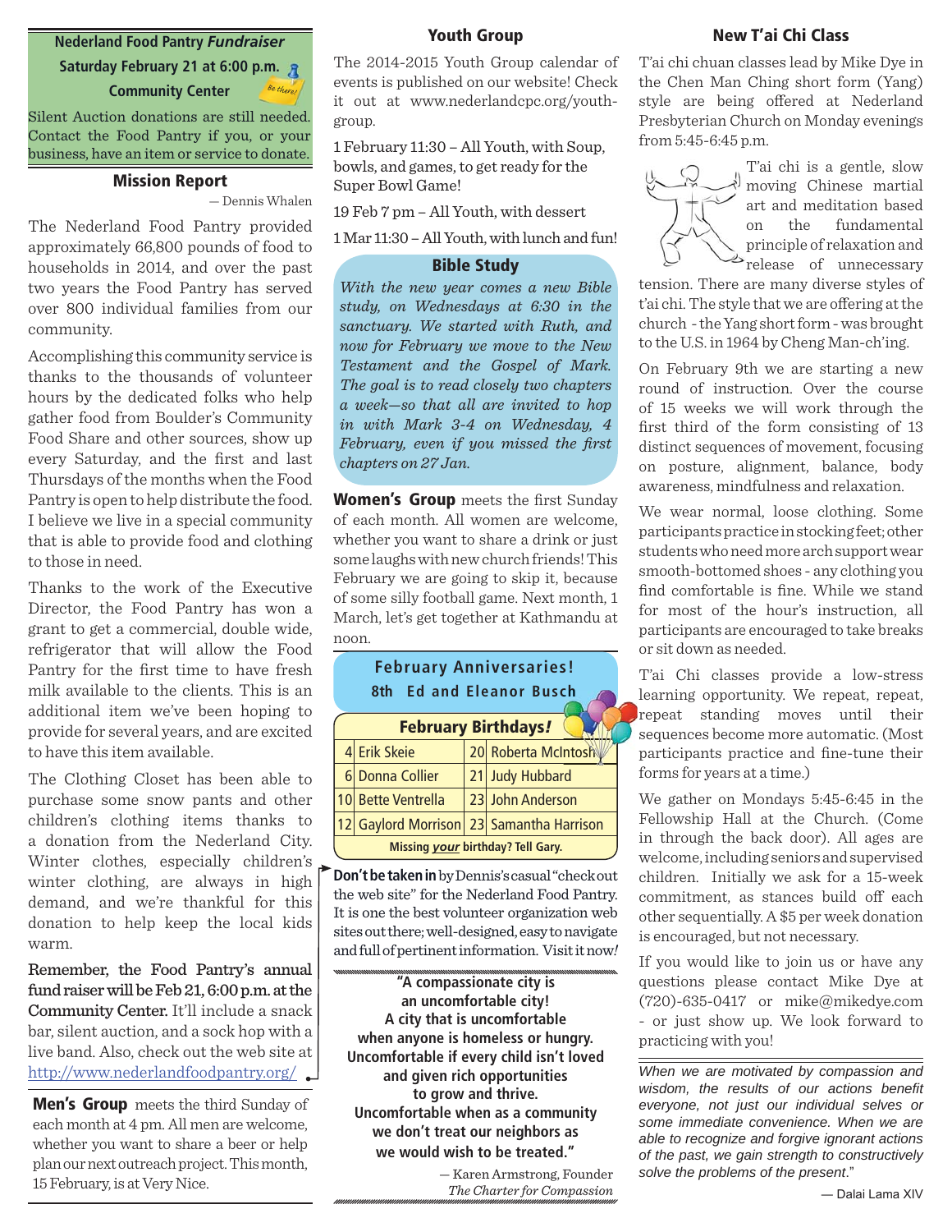**Nederland Food Pantry *Fundraiser***

**Saturday February 21 at 6:00 p.m.**

**Community Center**

*Be there!*

Silent Auction donations are still needed. Contact the Food Pantry if you, or your business, have an item or service to donate.

## Mission Report

— Dennis Whalen

The Nederland Food Pantry provided approximately 66,800 pounds of food to households in 2014, and over the past two years the Food Pantry has served over 800 individual families from our community.

Accomplishing this community service is thanks to the thousands of volunteer hours by the dedicated folks who help gather food from Boulder's Community Food Share and other sources, show up every Saturday, and the first and last Thursdays of the months when the Food Pantry is open to help distribute the food. I believe we live in a special community that is able to provide food and clothing to those in need.

Thanks to the work of the Executive Director, the Food Pantry has won a grant to get a commercial, double wide, refrigerator that will allow the Food Pantry for the first time to have fresh milk available to the clients. This is an additional item we've been hoping to provide for several years, and are excited to have this item available.

The Clothing Closet has been able to purchase some snow pants and other children's clothing items thanks to a donation from the Nederland City. Winter clothes, especially children's winter clothing, are always in high demand, and we're thankful for this donation to help keep the local kids warm.

**Remember, the Food Pantry's annual fund raiser will be Feb 21, 6:00 p.m. at the Community Center.** It'll include a snack bar, silent auction, and a sock hop with a live band. Also, check out the web site at http://www.nederlandfoodpantry.org/

**Don't be taken in** by Dennis's casual "check out the web site" for the Nederland Food Pantry. It is one the best volunteer organization web sites out there; well-designed, easy to navigate and full of pertinent information. Visit it now!

**Men's Group** meets the third Sunday of each month at 4 pm. All men are welcome, whether you want to share a beer or help plan our next outreach project. This month, 15 February, is at Very Nice.

## Youth Group

The 2014-2015 Youth Group calendar of events is published on our website! Check it out at www.nederlandcpc.org/youth-group.

1 February 11:30 – All Youth, with Soup, bowls, and games, to get ready for the Super Bowl Game!

19 Feb 7 pm – All Youth, with dessert

1 Mar 11:30 – All Youth, with lunch and fun!

## Bible Study

*With the new year comes a new Bible study, on Wednesdays at 6:30 in the sanctuary. We started with Ruth, and now for February we move to the New Testament and the Gospel of Mark. The goal is to read closely two chapters a week—so that all are invited to hop in with Mark 3-4 on Wednesday, 4 February, even if you missed the first chapters on 27 Jan.*

**Women's Group** meets the first Sunday of each month. All women are welcome, whether you want to share a drink or just some laughs with new church friends! This February we are going to skip it, because of some silly football game. Next month, 1 March, let's get together at Kathmandu at noon.

**February Anniversaries!**

**8th Ed and Eleanor Busch**

**February Birthdays!**

| | | | |
|---|---|---|---|
| 4 | Erik Skeie | 20 | Roberta McIntosh |
| 6 | Donna Collier | 21 | Judy Hubbard |
| 10 | Bette Ventrella | 23 | John Anderson |
| 12 | Gaylord Morrison | 23 | Samantha Harrison |

**Missing *your* birthday? Tell Gary.**

**"A compassionate city is an uncomfortable city! A city that is uncomfortable when anyone is homeless or hungry. Uncomfortable if every child isn't loved and given rich opportunities to grow and thrive. Uncomfortable when as a community we don't treat our neighbors as we would wish to be treated."**

— Karen Armstrong, Founder
*The Charter for Compassion*

## New T'ai Chi Class

T'ai chi chuan classes lead by Mike Dye in the Chen Man Ching short form (Yang) style are being offered at Nederland Presbyterian Church on Monday evenings from 5:45-6:45 p.m.

T'ai chi is a gentle, slow moving Chinese martial art and meditation based on the fundamental principle of relaxation and release of unnecessary tension. There are many diverse styles of t'ai chi. The style that we are offering at the church - the Yang short form - was brought to the U.S. in 1964 by Cheng Man-ch'ing.

On February 9th we are starting a new round of instruction. Over the course of 15 weeks we will work through the first third of the form consisting of 13 distinct sequences of movement, focusing on posture, alignment, balance, body awareness, mindfulness and relaxation.

We wear normal, loose clothing. Some participants practice in stocking feet; other students who need more arch support wear smooth-bottomed shoes - any clothing you find comfortable is fine. While we stand for most of the hour's instruction, all participants are encouraged to take breaks or sit down as needed.

T'ai Chi classes provide a low-stress learning opportunity. We repeat, repeat, repeat standing moves until their sequences become more automatic. (Most participants practice and fine-tune their forms for years at a time.)

We gather on Mondays 5:45-6:45 in the Fellowship Hall at the Church. (Come in through the back door). All ages are welcome, including seniors and supervised children. Initially we ask for a 15-week commitment, as stances build off each other sequentially. A $5 per week donation is encouraged, but not necessary.

If you would like to join us or have any questions please contact Mike Dye at (720)-635-0417 or mike@mikedye.com - or just show up. We look forward to practicing with you!

*When we are motivated by compassion and wisdom, the results of our actions benefit everyone, not just our individual selves or some immediate convenience. When we are able to recognize and forgive ignorant actions of the past, we gain strength to constructively solve the problems of the present.*"

— Dalai Lama XIV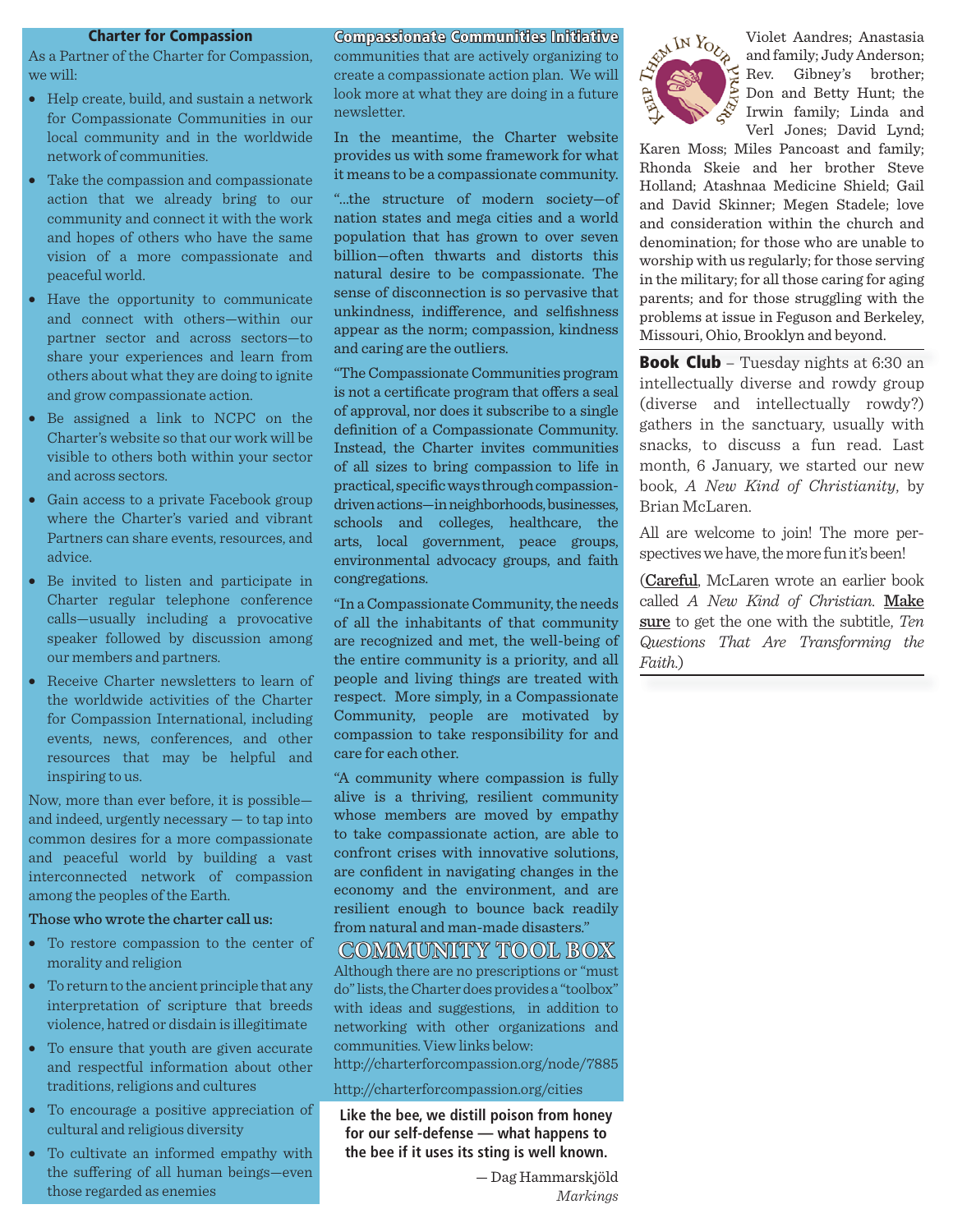### Charter for Compassion

As a Partner of the Charter for Compassion, we will:

- Help create, build, and sustain a network for Compassionate Communities in our local community and in the worldwide network of communities.
- Take the compassion and compassionate action that we already bring to our community and connect it with the work and hopes of others who have the same vision of a more compassionate and peaceful world.
- Have the opportunity to communicate and connect with others—within our partner sector and across sectors—to share your experiences and learn from others about what they are doing to ignite and grow compassionate action.
- Be assigned a link to NCPC on the Charter's website so that our work will be visible to others both within your sector and across sectors.
- Gain access to a private Facebook group where the Charter's varied and vibrant Partners can share events, resources, and advice.
- Be invited to listen and participate in Charter regular telephone conference calls—usually including a provocative speaker followed by discussion among our members and partners.
- Receive Charter newsletters to learn of the worldwide activities of the Charter for Compassion International, including events, news, conferences, and other resources that may be helpful and inspiring to us.

Now, more than ever before, it is possible—and indeed, urgently necessary — to tap into common desires for a more compassionate and peaceful world by building a vast interconnected network of compassion among the peoples of the Earth.

**Those who wrote the charter call us:**

- To restore compassion to the center of morality and religion
- To return to the ancient principle that any interpretation of scripture that breeds violence, hatred or disdain is illegitimate
- To ensure that youth are given accurate and respectful information about other traditions, religions and cultures
- To encourage a positive appreciation of cultural and religious diversity
- To cultivate an informed empathy with the suffering of all human beings—even those regarded as enemies

### Compassionate Communities Initiative

communities that are actively organizing to create a compassionate action plan. We will look more at what they are doing in a future newsletter.

In the meantime, the Charter website provides us with some framework for what it means to be a compassionate community.

"...the structure of modern society—of nation states and mega cities and a world population that has grown to over seven billion—often thwarts and distorts this natural desire to be compassionate. The sense of disconnection is so pervasive that unkindness, indifference, and selfishness appear as the norm; compassion, kindness and caring are the outliers.

"The Compassionate Communities program is not a certificate program that offers a seal of approval, nor does it subscribe to a single definition of a Compassionate Community. Instead, the Charter invites communities of all sizes to bring compassion to life in practical, specific ways through compassion-driven actions—in neighborhoods, businesses, schools and colleges, healthcare, the arts, local government, peace groups, environmental advocacy groups, and faith congregations.

"In a Compassionate Community, the needs of all the inhabitants of that community are recognized and met, the well-being of the entire community is a priority, and all people and living things are treated with respect. More simply, in a Compassionate Community, people are motivated by compassion to take responsibility for and care for each other.

"A community where compassion is fully alive is a thriving, resilient community whose members are moved by empathy to take compassionate action, are able to confront crises with innovative solutions, are confident in navigating changes in the economy and the environment, and are resilient enough to bounce back readily from natural and man-made disasters."

### COMMUNITY TOOL BOX

Although there are no prescriptions or "must do" lists, the Charter does provides a "toolbox" with ideas and suggestions, in addition to networking with other organizations and communities. View links below:

http://charterforcompassion.org/node/7885

http://charterforcompassion.org/cities

**Like the bee, we distill poison from honey for our self-defense — what happens to the bee if it uses its sting is well known.**

— Dag Hammarskjöld
*Markings*

### Keep Them In Your Prayers

Violet Aandres; Anastasia and family; Judy Anderson; Rev. Gibney's brother; Don and Betty Hunt; the Irwin family; Linda and Verl Jones; David Lynd; Karen Moss; Miles Pancoast and family; Rhonda Skeie and her brother Steve Holland; Atashnaa Medicine Shield; Gail and David Skinner; Megen Stadele; love and consideration within the church and denomination; for those who are unable to worship with us regularly; for those serving in the military; for all those caring for aging parents; and for those struggling with the problems at issue in Feguson and Berkeley, Missouri, Ohio, Brooklyn and beyond.

**Book Club** – Tuesday nights at 6:30 an intellectually diverse and rowdy group (diverse and intellectually rowdy?) gathers in the sanctuary, usually with snacks, to discuss a fun read. Last month, 6 January, we started our new book, *A New Kind of Christianity*, by Brian McLaren.

All are welcome to join! The more perspectives we have, the more fun it's been!

(Careful, McLaren wrote an earlier book called *A New Kind of Christian.* Make sure to get the one with the subtitle, *Ten Questions That Are Transforming the Faith.*)